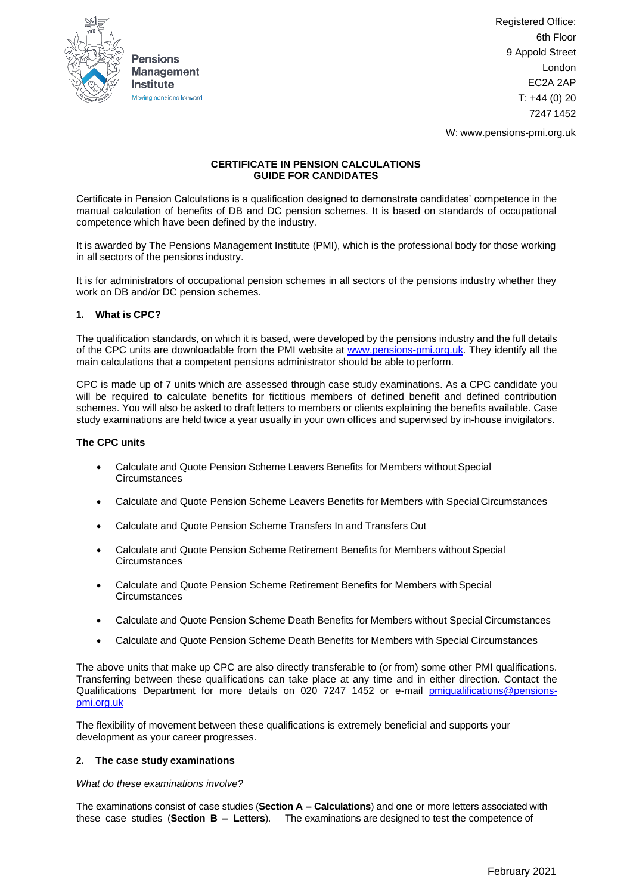Pensions Management Institute
Moving pensions forward

Registered Office:
6th Floor
9 Appold Street
London
EC2A 2AP
T: +44 (0) 20 7247 1452

W: www.pensions-pmi.org.uk

# CERTIFICATE IN PENSION CALCULATIONS
# GUIDE FOR CANDIDATES

Certificate in Pension Calculations is a qualification designed to demonstrate candidates' competence in the manual calculation of benefits of DB and DC pension schemes. It is based on standards of occupational competence which have been defined by the industry.

It is awarded by The Pensions Management Institute (PMI), which is the professional body for those working in all sectors of the pensions industry.

It is for administrators of occupational pension schemes in all sectors of the pensions industry whether they work on DB and/or DC pension schemes.

## 1. What is CPC?

The qualification standards, on which it is based, were developed by the pensions industry and the full details of the CPC units are downloadable from the PMI website at www.pensions-pmi.org.uk. They identify all the main calculations that a competent pensions administrator should be able to perform.

CPC is made up of 7 units which are assessed through case study examinations. As a CPC candidate you will be required to calculate benefits for fictitious members of defined benefit and defined contribution schemes. You will also be asked to draft letters to members or clients explaining the benefits available. Case study examinations are held twice a year usually in your own offices and supervised by in-house invigilators.

### The CPC units

- Calculate and Quote Pension Scheme Leavers Benefits for Members without Special Circumstances
- Calculate and Quote Pension Scheme Leavers Benefits for Members with Special Circumstances
- Calculate and Quote Pension Scheme Transfers In and Transfers Out
- Calculate and Quote Pension Scheme Retirement Benefits for Members without Special Circumstances
- Calculate and Quote Pension Scheme Retirement Benefits for Members with Special Circumstances
- Calculate and Quote Pension Scheme Death Benefits for Members without Special Circumstances
- Calculate and Quote Pension Scheme Death Benefits for Members with Special Circumstances

The above units that make up CPC are also directly transferable to (or from) some other PMI qualifications. Transferring between these qualifications can take place at any time and in either direction. Contact the Qualifications Department for more details on 020 7247 1452 or e-mail pmiqualifications@pensions-pmi.org.uk

The flexibility of movement between these qualifications is extremely beneficial and supports your development as your career progresses.

## 2. The case study examinations

*What do these examinations involve?*

The examinations consist of case studies (**Section A – Calculations**) and one or more letters associated with these case studies (**Section B – Letters**). The examinations are designed to test the competence of

February 2021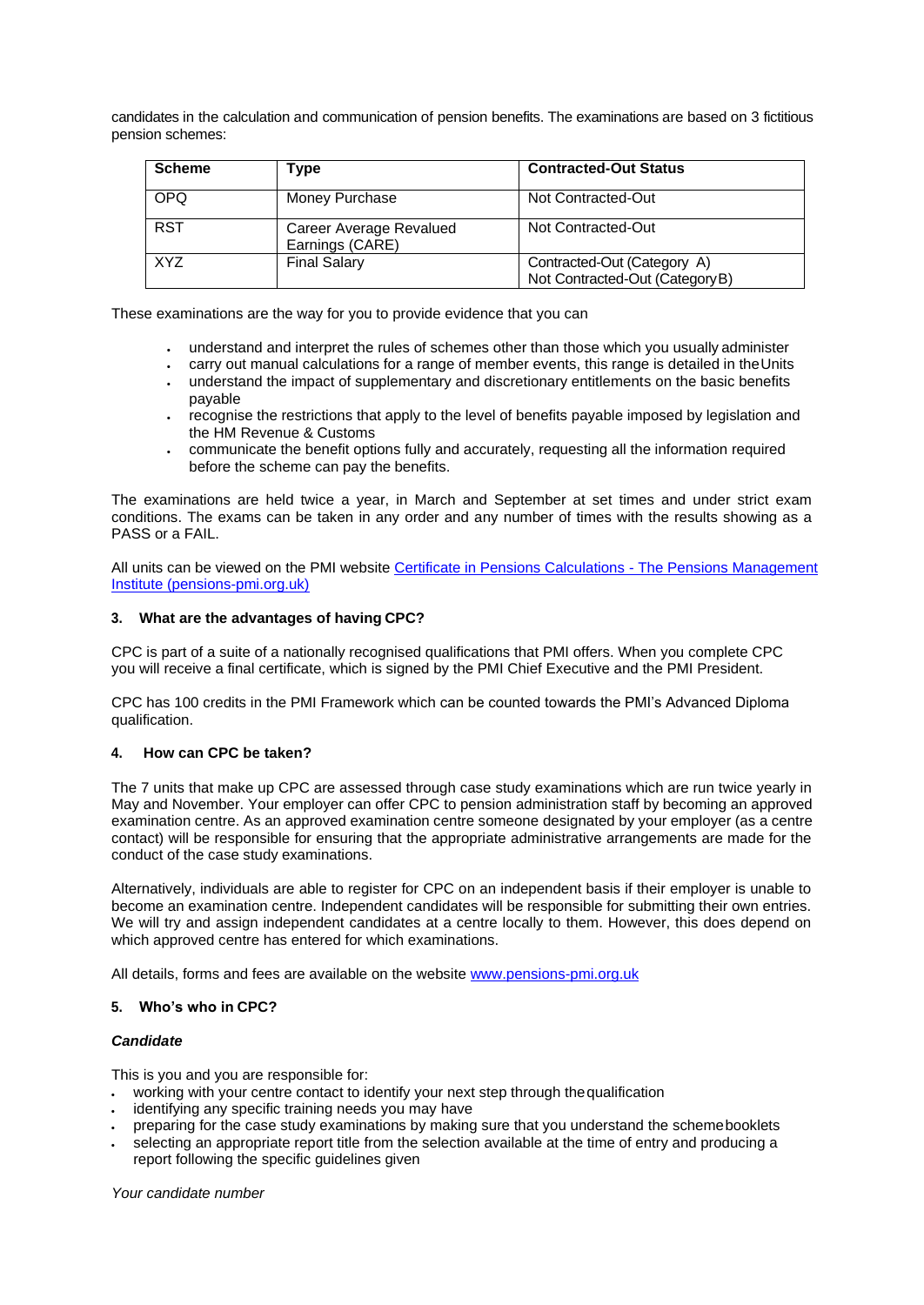candidates in the calculation and communication of pension benefits. The examinations are based on 3 fictitious pension schemes:

| Scheme | Type | Contracted-Out Status |
|---|---|---|
| OPQ | Money Purchase | Not Contracted-Out |
| RST | Career Average Revalued Earnings (CARE) | Not Contracted-Out |
| XYZ | Final Salary | Contracted-Out (Category A) Not Contracted-Out (Category B) |

These examinations are the way for you to provide evidence that you can

- understand and interpret the rules of schemes other than those which you usually administer
- carry out manual calculations for a range of member events, this range is detailed in the Units
- understand the impact of supplementary and discretionary entitlements on the basic benefits payable
- recognise the restrictions that apply to the level of benefits payable imposed by legislation and the HM Revenue & Customs
- communicate the benefit options fully and accurately, requesting all the information required before the scheme can pay the benefits.

The examinations are held twice a year, in March and September at set times and under strict exam conditions. The exams can be taken in any order and any number of times with the results showing as a PASS or a FAIL.

All units can be viewed on the PMI website [Certificate in Pensions Calculations - The Pensions Management Institute (pensions-pmi.org.uk)](pensions-pmi.org.uk)

### 3. What are the advantages of having CPC?

CPC is part of a suite of a nationally recognised qualifications that PMI offers. When you complete CPC you will receive a final certificate, which is signed by the PMI Chief Executive and the PMI President.

CPC has 100 credits in the PMI Framework which can be counted towards the PMI's Advanced Diploma qualification.

### 4. How can CPC be taken?

The 7 units that make up CPC are assessed through case study examinations which are run twice yearly in May and November. Your employer can offer CPC to pension administration staff by becoming an approved examination centre. As an approved examination centre someone designated by your employer (as a centre contact) will be responsible for ensuring that the appropriate administrative arrangements are made for the conduct of the case study examinations.

Alternatively, individuals are able to register for CPC on an independent basis if their employer is unable to become an examination centre. Independent candidates will be responsible for submitting their own entries. We will try and assign independent candidates at a centre locally to them. However, this does depend on which approved centre has entered for which examinations.

All details, forms and fees are available on the website [www.pensions-pmi.org.uk](www.pensions-pmi.org.uk)

### 5. Who's who in CPC?

***Candidate***

This is you and you are responsible for:

- working with your centre contact to identify your next step through the qualification
- identifying any specific training needs you may have
- preparing for the case study examinations by making sure that you understand the scheme booklets
- selecting an appropriate report title from the selection available at the time of entry and producing a report following the specific guidelines given

*Your candidate number*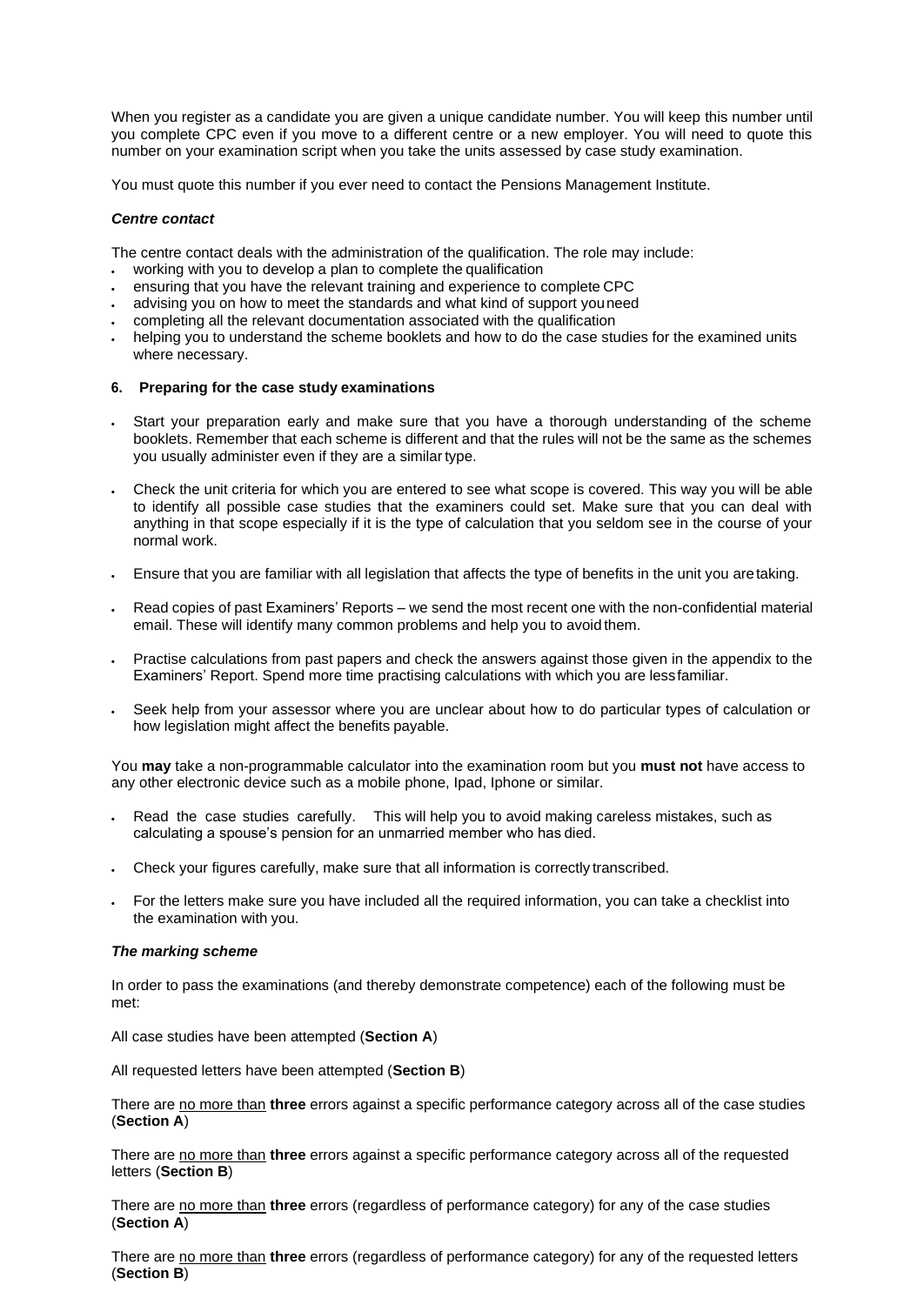When you register as a candidate you are given a unique candidate number. You will keep this number until you complete CPC even if you move to a different centre or a new employer. You will need to quote this number on your examination script when you take the units assessed by case study examination.

You must quote this number if you ever need to contact the Pensions Management Institute.

***Centre contact***

The centre contact deals with the administration of the qualification. The role may include:

- working with you to develop a plan to complete the qualification
- ensuring that you have the relevant training and experience to complete CPC
- advising you on how to meet the standards and what kind of support you need
- completing all the relevant documentation associated with the qualification
- helping you to understand the scheme booklets and how to do the case studies for the examined units where necessary.

## 6. Preparing for the case study examinations

- Start your preparation early and make sure that you have a thorough understanding of the scheme booklets. Remember that each scheme is different and that the rules will not be the same as the schemes you usually administer even if they are a similar type.

- Check the unit criteria for which you are entered to see what scope is covered. This way you will be able to identify all possible case studies that the examiners could set. Make sure that you can deal with anything in that scope especially if it is the type of calculation that you seldom see in the course of your normal work.

- Ensure that you are familiar with all legislation that affects the type of benefits in the unit you are taking.

- Read copies of past Examiners' Reports – we send the most recent one with the non-confidential material email. These will identify many common problems and help you to avoid them.

- Practise calculations from past papers and check the answers against those given in the appendix to the Examiners' Report. Spend more time practising calculations with which you are less familiar.

- Seek help from your assessor where you are unclear about how to do particular types of calculation or how legislation might affect the benefits payable.

You **may** take a non-programmable calculator into the examination room but you **must not** have access to any other electronic device such as a mobile phone, Ipad, Iphone or similar.

- Read the case studies carefully. This will help you to avoid making careless mistakes, such as calculating a spouse's pension for an unmarried member who has died.

- Check your figures carefully, make sure that all information is correctly transcribed.

- For the letters make sure you have included all the required information, you can take a checklist into the examination with you.

***The marking scheme***

In order to pass the examinations (and thereby demonstrate competence) each of the following must be met:

All case studies have been attempted (**Section A**)

All requested letters have been attempted (**Section B**)

There are no more than **three** errors against a specific performance category across all of the case studies (**Section A**)

There are no more than **three** errors against a specific performance category across all of the requested letters (**Section B**)

There are no more than **three** errors (regardless of performance category) for any of the case studies (**Section A**)

There are no more than **three** errors (regardless of performance category) for any of the requested letters (**Section B**)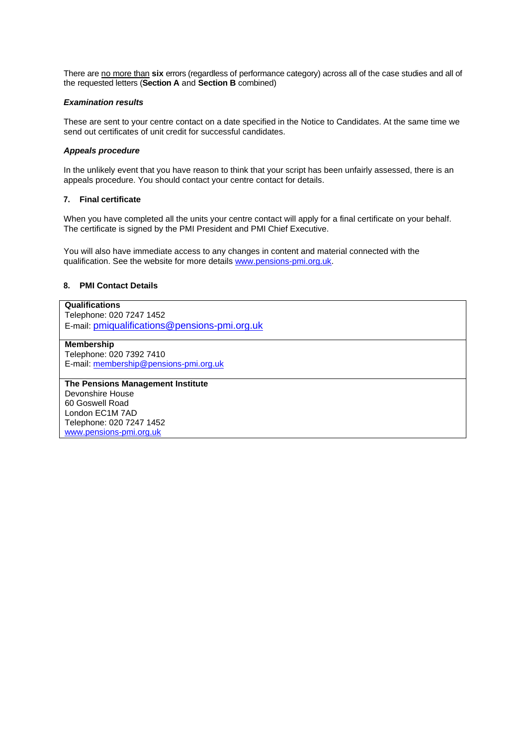There are no more than **six** errors (regardless of performance category) across all of the case studies and all of the requested letters (**Section A** and **Section B** combined)

***Examination results***

These are sent to your centre contact on a date specified in the Notice to Candidates. At the same time we send out certificates of unit credit for successful candidates.

***Appeals procedure***

In the unlikely event that you have reason to think that your script has been unfairly assessed, there is an appeals procedure. You should contact your centre contact for details.

## 7. Final certificate

When you have completed all the units your centre contact will apply for a final certificate on your behalf. The certificate is signed by the PMI President and PMI Chief Executive.

You will also have immediate access to any changes in content and material connected with the qualification. See the website for more details www.pensions-pmi.org.uk.

## 8. PMI Contact Details

| |
|---|
| **Qualifications**<br>Telephone: 020 7247 1452<br>E-mail: pmiqualifications@pensions-pmi.org.uk |
| **Membership**<br>Telephone: 020 7392 7410<br>E-mail: membership@pensions-pmi.org.uk |
| **The Pensions Management Institute**<br>Devonshire House<br>60 Goswell Road<br>London EC1M 7AD<br>Telephone: 020 7247 1452<br>www.pensions-pmi.org.uk |